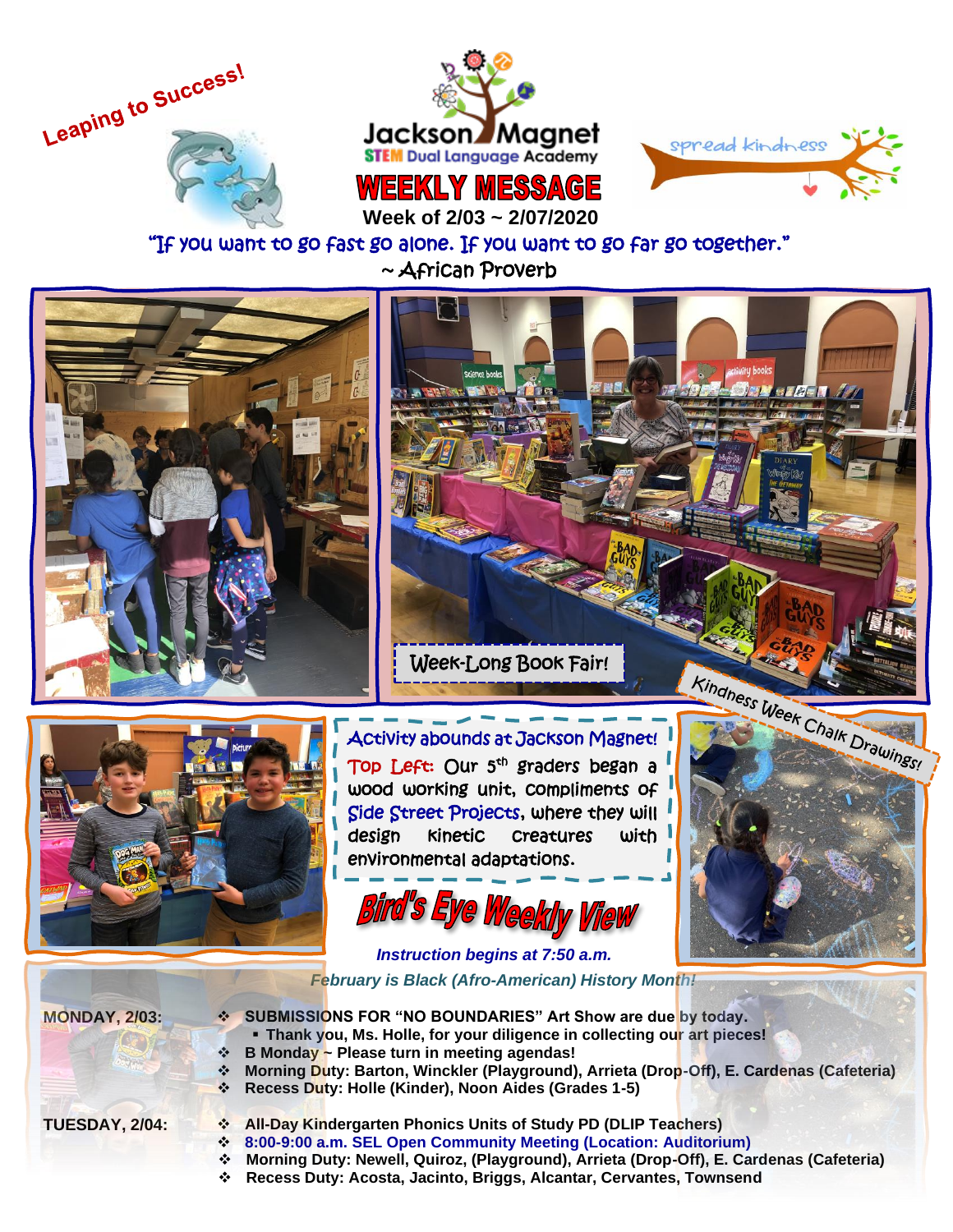Leaping to Success!

# Jackson Magnet

STEM Dual Language Academy

spread kindness

# WEEKLY MESSAGE

**Week of 2/03 ~ 2/07/2020**

"If you want to go fast go alone. If you want to go far go together."
~ African Proverb

Week-Long Book Fair!

Kindness Week Chalk Drawings!

**Activity abounds at Jackson Magnet!**

Top Left: Our 5th graders began a wood working unit, compliments of Side Street Projects, where they will design kinetic creatures with environmental adaptations.

## Bird's Eye Weekly View

***Instruction begins at 7:50 a.m.***

***February is Black (Afro-American) History Month!***

**MONDAY, 2/03:**

- **SUBMISSIONS FOR "NO BOUNDARIES" Art Show are due by today.**
  - **Thank you, Ms. Holle, for your diligence in collecting our art pieces!**
- **B Monday ~ Please turn in meeting agendas!**
- **Morning Duty: Barton, Winckler (Playground), Arrieta (Drop-Off), E. Cardenas (Cafeteria)**
- **Recess Duty: Holle (Kinder), Noon Aides (Grades 1-5)**

**TUESDAY, 2/04:**

- **All-Day Kindergarten Phonics Units of Study PD (DLIP Teachers)**
- **8:00-9:00 a.m. SEL Open Community Meeting (Location: Auditorium)**
- **Morning Duty: Newell, Quiroz, (Playground), Arrieta (Drop-Off), E. Cardenas (Cafeteria)**
- **Recess Duty: Acosta, Jacinto, Briggs, Alcantar, Cervantes, Townsend**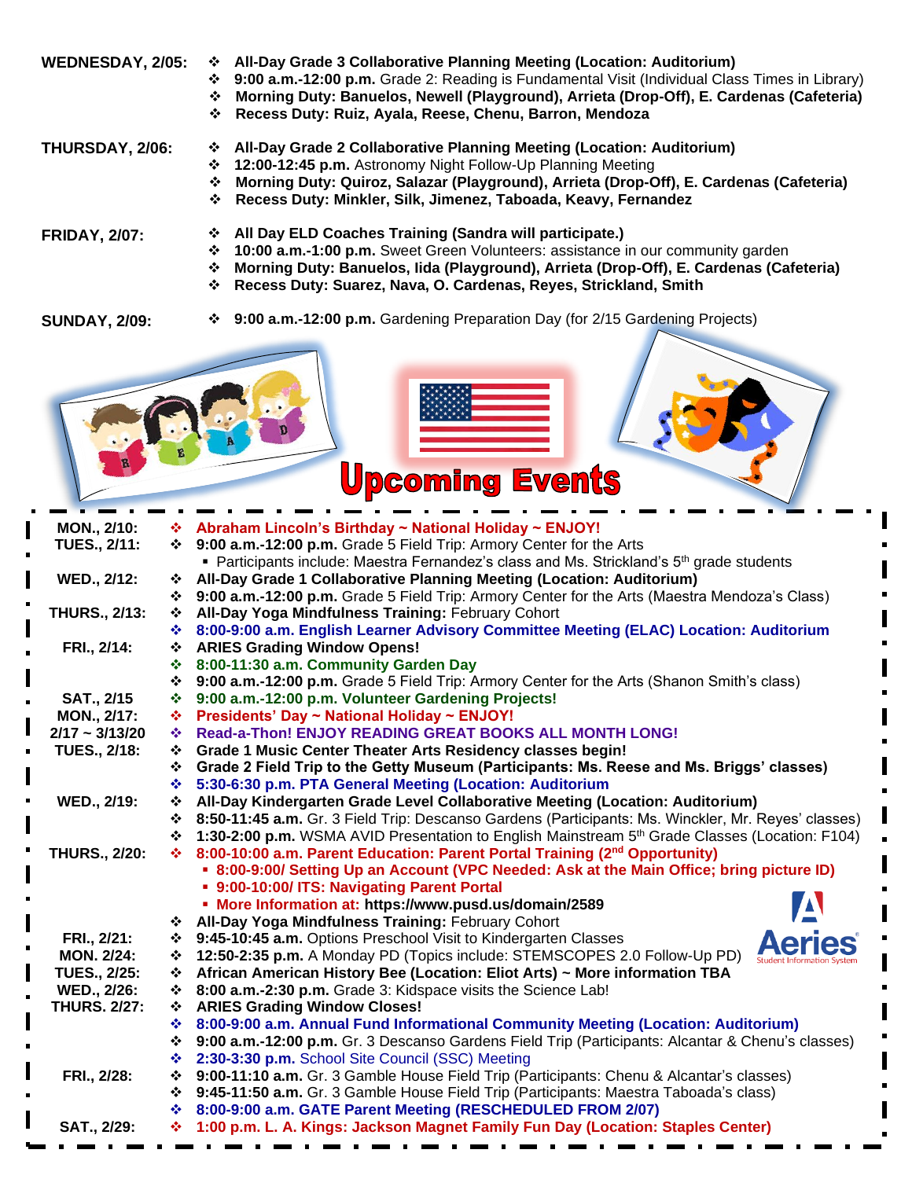**WEDNESDAY, 2/05:**
- **All-Day Grade 3 Collaborative Planning Meeting (Location: Auditorium)**
- **9:00 a.m.-12:00 p.m.** Grade 2: Reading is Fundamental Visit (Individual Class Times in Library)
- **Morning Duty: Banuelos, Newell (Playground), Arrieta (Drop-Off), E. Cardenas (Cafeteria)**
- **Recess Duty: Ruiz, Ayala, Reese, Chenu, Barron, Mendoza**

**THURSDAY, 2/06:**
- **All-Day Grade 2 Collaborative Planning Meeting (Location: Auditorium)**
- **12:00-12:45 p.m.** Astronomy Night Follow-Up Planning Meeting
- **Morning Duty: Quiroz, Salazar (Playground), Arrieta (Drop-Off), E. Cardenas (Cafeteria)**
- **Recess Duty: Minkler, Silk, Jimenez, Taboada, Keavy, Fernandez**

**FRIDAY, 2/07:**
- **All Day ELD Coaches Training (Sandra will participate.)**
- **10:00 a.m.-1:00 p.m.** Sweet Green Volunteers: assistance in our community garden
- **Morning Duty: Banuelos, Iida (Playground), Arrieta (Drop-Off), E. Cardenas (Cafeteria)**
- **Recess Duty: Suarez, Nava, O. Cardenas, Reyes, Strickland, Smith**

**SUNDAY, 2/09:**
- **9:00 a.m.-12:00 p.m.** Gardening Preparation Day (for 2/15 Gardening Projects)

# Upcoming Events

**MON., 2/10:**
- **Abraham Lincoln's Birthday ~ National Holiday ~ ENJOY!**

**TUES., 2/11:**
- **9:00 a.m.-12:00 p.m.** Grade 5 Field Trip: Armory Center for the Arts
  - Participants include: Maestra Fernandez's class and Ms. Strickland's 5th grade students

**WED., 2/12:**
- **All-Day Grade 1 Collaborative Planning Meeting (Location: Auditorium)**
- **9:00 a.m.-12:00 p.m.** Grade 5 Field Trip: Armory Center for the Arts (Maestra Mendoza's Class)

**THURS., 2/13:**
- **All-Day Yoga Mindfulness Training:** February Cohort
- **8:00-9:00 a.m. English Learner Advisory Committee Meeting (ELAC) Location: Auditorium**

**FRI., 2/14:**
- **ARIES Grading Window Opens!**
- **8:00-11:30 a.m. Community Garden Day**
- **9:00 a.m.-12:00 p.m.** Grade 5 Field Trip: Armory Center for the Arts (Shanon Smith's class)

**SAT., 2/15**
- **9:00 a.m.-12:00 p.m. Volunteer Gardening Projects!**

**MON., 2/17:**
- **Presidents' Day ~ National Holiday ~ ENJOY!**

**2/17 ~ 3/13/20**
- **Read-a-Thon! ENJOY READING GREAT BOOKS ALL MONTH LONG!**

**TUES., 2/18:**
- **Grade 1 Music Center Theater Arts Residency classes begin!**
- **Grade 2 Field Trip to the Getty Museum (Participants: Ms. Reese and Ms. Briggs' classes)**
- **5:30-6:30 p.m. PTA General Meeting (Location: Auditorium**

**WED., 2/19:**
- **All-Day Kindergarten Grade Level Collaborative Meeting (Location: Auditorium)**
- **8:50-11:45 a.m.** Gr. 3 Field Trip: Descanso Gardens (Participants: Ms. Winckler, Mr. Reyes' classes)
- **1:30-2:00 p.m.** WSMA AVID Presentation to English Mainstream 5th Grade Classes (Location: F104)

**THURS., 2/20:**
- **8:00-10:00 a.m. Parent Education: Parent Portal Training (2nd Opportunity)**
  - **8:00-9:00/ Setting Up an Account (VPC Needed: Ask at the Main Office; bring picture ID)**
  - **9:00-10:00/ ITS: Navigating Parent Portal**
  - **More Information at: https://www.pusd.us/domain/2589**
- **All-Day Yoga Mindfulness Training:** February Cohort

**FRI., 2/21:**
- **9:45-10:45 a.m.** Options Preschool Visit to Kindergarten Classes

**MON. 2/24:**
- **12:50-2:35 p.m.** A Monday PD (Topics include: STEMSCOPES 2.0 Follow-Up PD)

**TUES., 2/25:**
- **African American History Bee (Location: Eliot Arts) ~ More information TBA**

**WED., 2/26:**
- **8:00 a.m.-2:30 p.m.** Grade 3: Kidspace visits the Science Lab!

**THURS. 2/27:**
- **ARIES Grading Window Closes!**
- **8:00-9:00 a.m. Annual Fund Informational Community Meeting (Location: Auditorium)**
- **9:00 a.m.-12:00 p.m.** Gr. 3 Descanso Gardens Field Trip (Participants: Alcantar & Chenu's classes)
- **2:30-3:30 p.m.** School Site Council (SSC) Meeting

**FRI., 2/28:**
- **9:00-11:10 a.m.** Gr. 3 Gamble House Field Trip (Participants: Chenu & Alcantar's classes)
- **9:45-11:50 a.m.** Gr. 3 Gamble House Field Trip (Participants: Maestra Taboada's class)
- **8:00-9:00 a.m. GATE Parent Meeting (RESCHEDULED FROM 2/07)**

**SAT., 2/29:**
- **1:00 p.m. L. A. Kings: Jackson Magnet Family Fun Day (Location: Staples Center)**

Aeries Student Information System